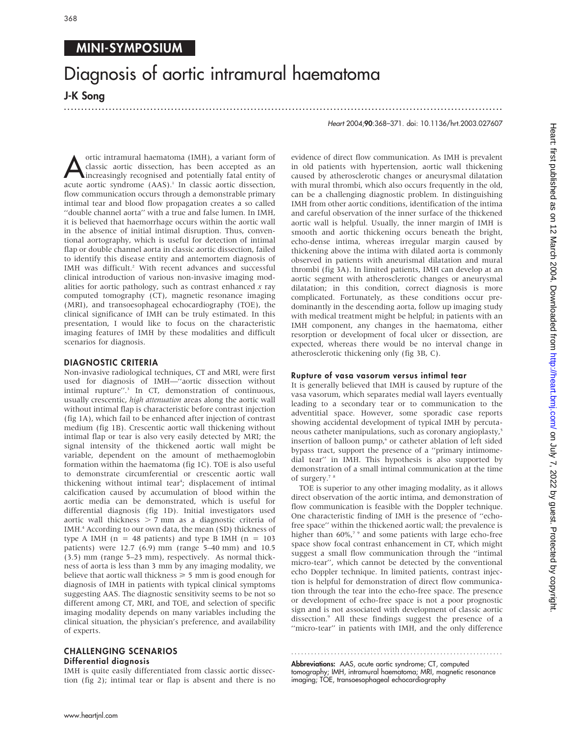## MINI-SYMPOSIUM

# Diagnosis of aortic intramural haematoma

**J-K Song**

Heart 2004;**90**:368–371. doi: 10.1136/hrt.2003.027607

Aortic intramural haematoma (IMH), a variant form of classic aortic dissection, has been accepted as an increasingly recognised and potentially fatal entity of acute aortic syndrome (AAS).[1] In classic aortic dissection, flow communication occurs through a demonstrable primary intimal tear and blood flow propagation creates a so called "double channel aorta" with a true and false lumen. In IMH, it is believed that haemorrhage occurs within the aortic wall in the absence of initial intimal disruption. Thus, conventional aortography, which is useful for detection of intimal flap or double channel aorta in classic aortic dissection, failed to identify this disease entity and antemortem diagnosis of IMH was difficult.[2] With recent advances and successful clinical introduction of various non-invasive imaging modalities for aortic pathology, such as contrast enhanced *x* ray computed tomography (CT), magnetic resonance imaging (MRI), and transoesophageal echocardiography (TOE), the clinical significance of IMH can be truly estimated. In this presentation, I would like to focus on the characteristic imaging features of IMH by these modalities and difficult scenarios for diagnosis.

### DIAGNOSTIC CRITERIA

Non-invasive radiological techniques, CT and MRI, were first used for diagnosis of IMH—"aortic dissection without intimal rupture".[3] In CT, demonstration of continuous, usually crescentic, *high attenuation* areas along the aortic wall without intimal flap is characteristic before contrast injection (fig 1A), which fail to be enhanced after injection of contrast medium (fig 1B). Crescentic aortic wall thickening without intimal flap or tear is also very easily detected by MRI; the signal intensity of the thickened aortic wall might be variable, dependent on the amount of methaemoglobin formation within the haematoma (fig 1C). TOE is also useful to demonstrate circumferential or crescentic aortic wall thickening without intimal tear[4]; displacement of intimal calcification caused by accumulation of blood within the aortic media can be demonstrated, which is useful for differential diagnosis (fig 1D). Initial investigators used aortic wall thickness > 7 mm as a diagnostic criteria of IMH.[4] According to our own data, the mean (SD) thickness of type A IMH (n = 48 patients) and type B IMH (n = 103 patients) were 12.7 (6.9) mm (range 5–40 mm) and 10.5 (3.5) mm (range 5–23 mm), respectively. As normal thickness of aorta is less than 3 mm by any imaging modality, we believe that aortic wall thickness ≥ 5 mm is good enough for diagnosis of IMH in patients with typical clinical symptoms suggesting AAS. The diagnostic sensitivity seems to be not so different among CT, MRI, and TOE, and selection of specific imaging modality depends on many variables including the clinical situation, the physician's preference, and availability of experts.

### CHALLENGING SCENARIOS

#### Differential diagnosis

IMH is quite easily differentiated from classic aortic dissection (fig 2); intimal tear or flap is absent and there is no evidence of direct flow communication. As IMH is prevalent in old patients with hypertension, aortic wall thickening caused by atherosclerotic changes or aneurysmal dilatation with mural thrombi, which also occurs frequently in the old, can be a challenging diagnostic problem. In distinguishing IMH from other aortic conditions, identification of the intima and careful observation of the inner surface of the thickened aortic wall is helpful. Usually, the inner margin of IMH is smooth and aortic thickening occurs beneath the bright, echo-dense intima, whereas irregular margin caused by thickening above the intima with dilated aorta is commonly observed in patients with aneurismal dilatation and mural thrombi (fig 3A). In limited patients, IMH can develop at an aortic segment with atherosclerotic changes or aneurysmal dilatation; in this condition, correct diagnosis is more complicated. Fortunately, as these conditions occur predominantly in the descending aorta, follow up imaging study with medical treatment might be helpful; in patients with an IMH component, any changes in the haematoma, either resorption or development of focal ulcer or dissection, are expected, whereas there would be no interval change in atherosclerotic thickening only (fig 3B, C).

#### Rupture of vasa vasorum versus intimal tear

It is generally believed that IMH is caused by rupture of the vasa vasorum, which separates medial wall layers eventually leading to a secondary tear or to communication to the adventitial space. However, some sporadic case reports showing accidental development of typical IMH by percutaneous catheter manipulations, such as coronary angioplasty,[5] insertion of balloon pump,[6] or catheter ablation of left sided bypass tract, support the presence of a "primary intimomedial tear" in IMH. This hypothesis is also supported by demonstration of a small intimal communication at the time of surgery.[7 8]

TOE is superior to any other imaging modality, as it allows direct observation of the aortic intima, and demonstration of flow communication is feasible with the Doppler technique. One characteristic finding of IMH is the presence of "echo-free space" within the thickened aortic wall; the prevalence is higher than 60%,[7 9] and some patients with large echo-free space show focal contrast enhancement in CT, which might suggest a small flow communication through the "intimal micro-tear", which cannot be detected by the conventional echo Doppler technique. In limited patients, contrast injection is helpful for demonstration of direct flow communication through the tear into the echo-free space. The presence or development of echo-free space is not a poor prognostic sign and is not associated with development of classic aortic dissection.[9] All these findings suggest the presence of a "micro-tear" in patients with IMH, and the only difference

**Abbreviations:** AAS, acute aortic syndrome; CT, computed tomography; IMH, intramural haematoma; MRI, magnetic resonance imaging; TOE, transoesophageal echocardiography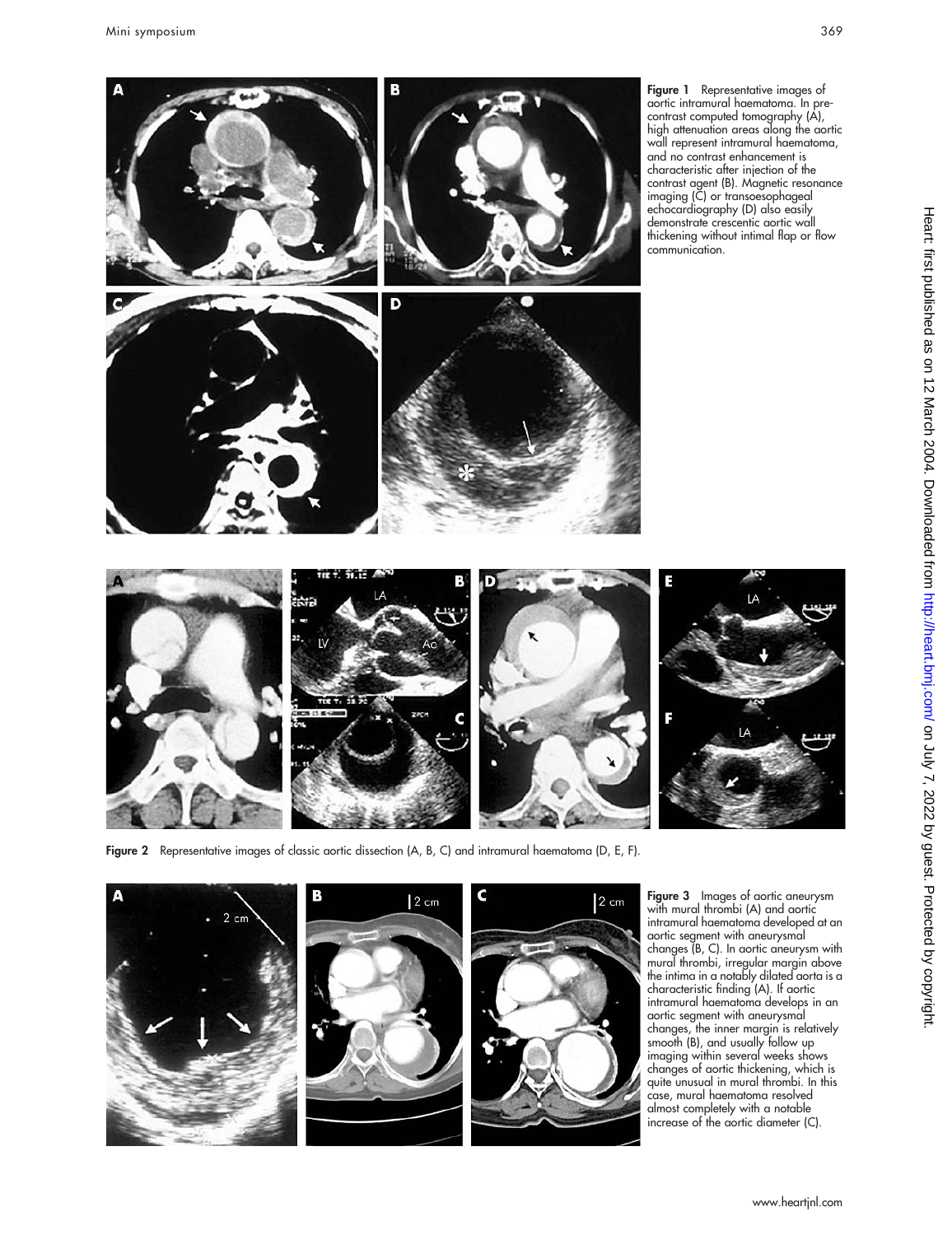**Figure 1** Representative images of aortic intramural haematoma. In pre-contrast computed tomography (A), high attenuation areas along the aortic wall represent intramural haematoma, and no contrast enhancement is characteristic after injection of the contrast agent (B). Magnetic resonance imaging (C) or transoesophageal echocardiography (D) also easily demonstrate crescentic aortic wall thickening without intimal flap or flow communication.

**Figure 2** Representative images of classic aortic dissection (A, B, C) and intramural haematoma (D, E, F).

**Figure 3** Images of aortic aneurysm with mural thrombi (A) and aortic intramural haematoma developed at an aortic segment with aneurysmal changes (B, C). In aortic aneurysm with mural thrombi, irregular margin above the intima in a notably dilated aorta is a characteristic finding (A). If aortic intramural haematoma develops in an aortic segment with aneurysmal changes, the inner margin is relatively smooth (B), and usually follow up imaging within several weeks shows changes of aortic thickening, which is quite unusual in mural thrombi. In this case, mural haematoma resolved almost completely with a notable increase of the aortic diameter (C).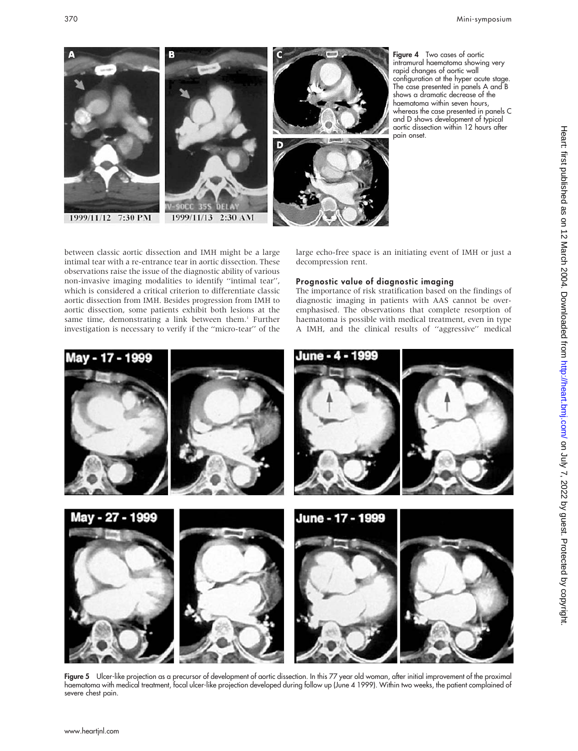Figure 4 Two cases of aortic intramural haematoma showing very rapid changes of aortic wall configuration at the hyper acute stage. The case presented in panels A and B shows a dramatic decrease of the haematoma within seven hours, whereas the case presented in panels C and D shows development of typical aortic dissection within 12 hours after pain onset.

between classic aortic dissection and IMH might be a large intimal tear with a re-entrance tear in aortic dissection. These observations raise the issue of the diagnostic ability of various non-invasive imaging modalities to identify "intimal tear", which is considered a critical criterion to differentiate classic aortic dissection from IMH. Besides progression from IMH to aortic dissection, some patients exhibit both lesions at the same time, demonstrating a link between them.[1] Further investigation is necessary to verify if the "micro-tear" of the large echo-free space is an initiating event of IMH or just a decompression rent.

## Prognostic value of diagnostic imaging

The importance of risk stratification based on the findings of diagnostic imaging in patients with AAS cannot be overemphasised. The observations that complete resorption of haematoma is possible with medical treatment, even in type A IMH, and the clinical results of "aggressive" medical

Figure 5 Ulcer-like projection as a precursor of development of aortic dissection. In this 77 year old woman, after initial improvement of the proximal haematoma with medical treatment, focal ulcer-like projection developed during follow up (June 4 1999). Within two weeks, the patient complained of severe chest pain.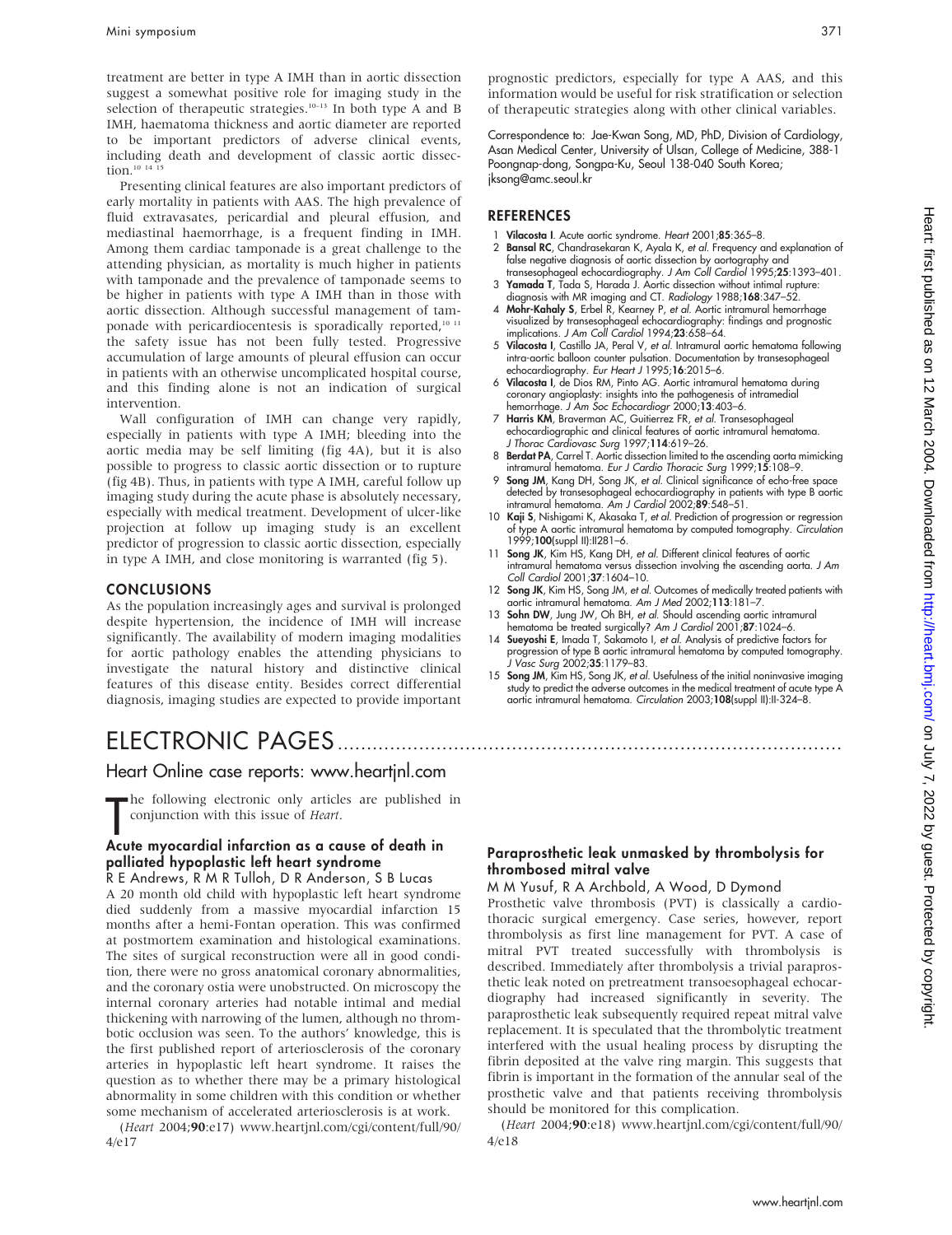treatment are better in type A IMH than in aortic dissection suggest a somewhat positive role for imaging study in the selection of therapeutic strategies.[10–13] In both type A and B IMH, haematoma thickness and aortic diameter are reported to be important predictors of adverse clinical events, including death and development of classic aortic dissection.[10 14 15]

Presenting clinical features are also important predictors of early mortality in patients with AAS. The high prevalence of fluid extravasates, pericardial and pleural effusion, and mediastinal haemorrhage, is a frequent finding in IMH. Among them cardiac tamponade is a great challenge to the attending physician, as mortality is much higher in patients with tamponade and the prevalence of tamponade seems to be higher in patients with type A IMH than in those with aortic dissection. Although successful management of tamponade with pericardiocentesis is sporadically reported,[10 11] the safety issue has not been fully tested. Progressive accumulation of large amounts of pleural effusion can occur in patients with an otherwise uncomplicated hospital course, and this finding alone is not an indication of surgical intervention.

Wall configuration of IMH can change very rapidly, especially in patients with type A IMH; bleeding into the aortic media may be self limiting (fig 4A), but it is also possible to progress to classic aortic dissection or to rupture (fig 4B). Thus, in patients with type A IMH, careful follow up imaging study during the acute phase is absolutely necessary, especially with medical treatment. Development of ulcer-like projection at follow up imaging study is an excellent predictor of progression to classic aortic dissection, especially in type A IMH, and close monitoring is warranted (fig 5).

## CONCLUSIONS

As the population increasingly ages and survival is prolonged despite hypertension, the incidence of IMH will increase significantly. The availability of modern imaging modalities for aortic pathology enables the attending physicians to investigate the natural history and distinctive clinical features of this disease entity. Besides correct differential diagnosis, imaging studies are expected to provide important prognostic predictors, especially for type A AAS, and this information would be useful for risk stratification or selection of therapeutic strategies along with other clinical variables.

Correspondence to: Jae-Kwan Song, MD, PhD, Division of Cardiology, Asan Medical Center, University of Ulsan, College of Medicine, 388-1 Poongnap-dong, Songpa-Ku, Seoul 138-040 South Korea; jksong@amc.seoul.kr

## REFERENCES

1. **Vilacosta I**. Acute aortic syndrome. *Heart* 2001;**85**:365–8.
2. **Bansal RC**, Chandrasekaran K, Ayala K, *et al*. Frequency and explanation of false negative diagnosis of aortic dissection by aortography and transesophageal echocardiography. *J Am Coll Cardiol* 1995;**25**:1393–401.
3. **Yamada T**, Tada S, Harada J. Aortic dissection without intimal rupture: diagnosis with MR imaging and CT. *Radiology* 1988;**168**:347–52.
4. **Mohr-Kahaly S**, Erbel R, Kearney P, *et al*. Aortic intramural hemorrhage visualized by transesophageal echocardiography: findings and prognostic implications. *J Am Coll Cardiol* 1994;**23**:658–64.
5. **Vilacosta I**, Castillo JA, Peral V, *et al*. Intramural aortic hematoma following intra-aortic balloon counter pulsation. Documentation by transesophageal echocardiography. *Eur Heart J* 1995;**16**:2015–6.
6. **Vilacosta I**, de Dios RM, Pinto AG. Aortic intramural hematoma during coronary angioplasty: insights into the pathogenesis of intramedial hemorrhage. *J Am Soc Echocardiogr* 2000;**13**:403–6.
7. **Harris KM**, Braverman AC, Guitierrez FR, *et al*. Transesophageal echocardiographic and clinical features of aortic intramural hematoma. *J Thorac Cardiovasc Surg* 1997;**114**:619–26.
8. **Berdat PA**, Carrel T. Aortic dissection limited to the ascending aorta mimicking intramural hematoma. *Eur J Cardio Thoracic Surg* 1999;**15**:108–9.
9. **Song JM**, Kang DH, Song JK, *et al*. Clinical significance of echo-free space detected by transesophageal echocardiography in patients with type B aortic intramural hematoma. *Am J Cardiol* 2002;**89**:548–51.
10. **Kaji S**, Nishigami K, Akasaka T, *et al*. Prediction of progression or regression of type A aortic intramural hematoma by computed tomography. *Circulation* 1999;**100**(suppl II):II281–6.
11. **Song JK**, Kim HS, Kang DH, *et al*. Different clinical features of aortic intramural hematoma versus dissection involving the ascending aorta. *J Am Coll Cardiol* 2001;**37**:1604–10.
12. **Song JK**, Kim HS, Song JM, *et al*. Outcomes of medically treated patients with aortic intramural hematoma. *Am J Med* 2002;**113**:181–7.
13. **Sohn DW**, Jung JW, Oh BH, *et al*. Should ascending aortic intramural hematoma be treated surgically? *Am J Cardiol* 2001;**87**:1024–6.
14. **Sueyoshi E**, Imada T, Sakamoto I, *et al*. Analysis of predictive factors for progression of type B aortic intramural hematoma by computed tomography. *J Vasc Surg* 2002;**35**:1179–83.
15. **Song JM**, Kim HS, Song JK, *et al*. Usefulness of the initial noninvasive imaging study to predict the adverse outcomes in the medical treatment of acute type A aortic intramural hematoma. *Circulation* 2003;**108**(suppl II):II-324–8.

# ELECTRONIC PAGES

## Heart Online case reports: www.heartjnl.com

The following electronic only articles are published in conjunction with this issue of *Heart*.

### Acute myocardial infarction as a cause of death in palliated hypoplastic left heart syndrome

R E Andrews, R M R Tulloh, D R Anderson, S B Lucas

A 20 month old child with hypoplastic left heart syndrome died suddenly from a massive myocardial infarction 15 months after a hemi-Fontan operation. This was confirmed at postmortem examination and histological examinations. The sites of surgical reconstruction were all in good condition, there were no gross anatomical coronary abnormalities, and the coronary ostia were unobstructed. On microscopy the internal coronary arteries had notable intimal and medial thickening with narrowing of the lumen, although no thrombotic occlusion was seen. To the authors' knowledge, this is the first published report of arteriosclerosis of the coronary arteries in hypoplastic left heart syndrome. It raises the question as to whether there may be a primary histological abnormality in some children with this condition or whether some mechanism of accelerated arteriosclerosis is at work.

(*Heart* 2004;**90**:e17) www.heartjnl.com/cgi/content/full/90/4/e17

### Paraprosthetic leak unmasked by thrombolysis for thrombosed mitral valve

M M Yusuf, R A Archbold, A Wood, D Dymond

Prosthetic valve thrombosis (PVT) is classically a cardiothoracic surgical emergency. Case series, however, report thrombolysis as first line management for PVT. A case of mitral PVT treated successfully with thrombolysis is described. Immediately after thrombolysis a trivial paraprosthetic leak noted on pretreatment transoesophageal echocardiography had increased significantly in severity. The paraprosthetic leak subsequently required repeat mitral valve replacement. It is speculated that the thrombolytic treatment interfered with the usual healing process by disrupting the fibrin deposited at the valve ring margin. This suggests that fibrin is important in the formation of the annular seal of the prosthetic valve and that patients receiving thrombolysis should be monitored for this complication.

(*Heart* 2004;**90**:e18) www.heartjnl.com/cgi/content/full/90/4/e18